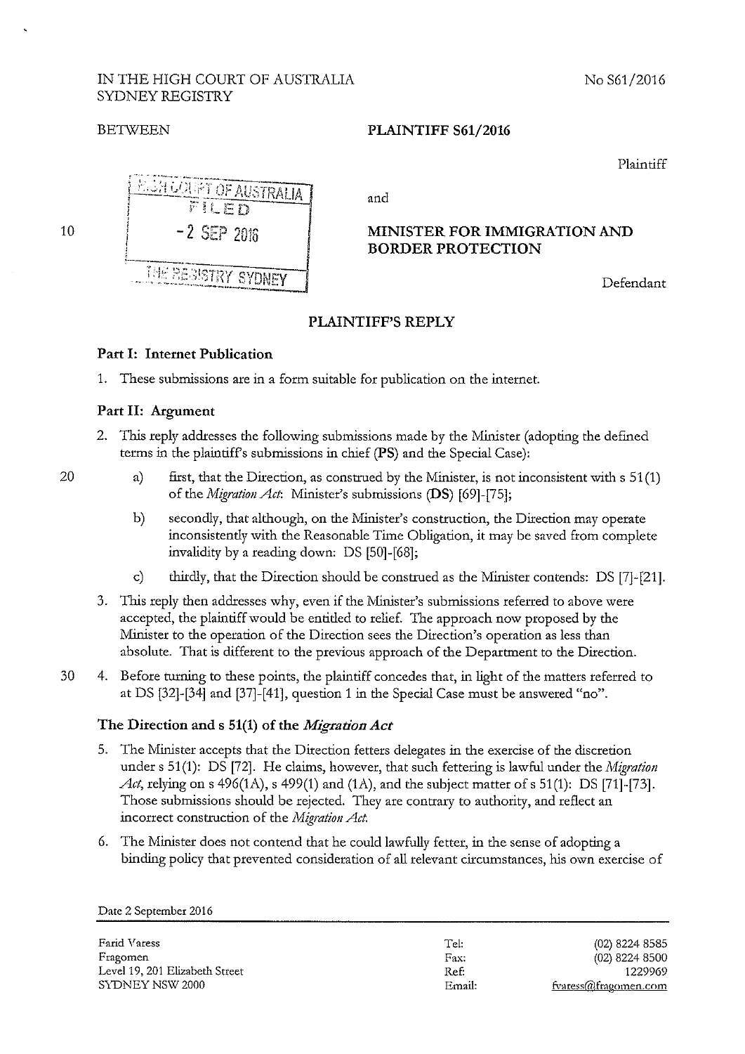IN THE HIGH COURT OF AUSTRALIA
SYDNEY REGISTRY

No S61/2016

BETWEEN

**PLAINTIFF S61/2016**

Plaintiff

and

**MINISTER FOR IMMIGRATION AND BORDER PROTECTION**

Defendant

HIGH COURT OF AUSTRALIA
FILED
- 2 SEP 2016
THE REGISTRY SYDNEY

## PLAINTIFF'S REPLY

### Part I: Internet Publication

1. These submissions are in a form suitable for publication on the internet.

### Part II: Argument

2. This reply addresses the following submissions made by the Minister (adopting the defined terms in the plaintiff's submissions in chief (**PS**) and the Special Case):

   a) first, that the Direction, as construed by the Minister, is not inconsistent with s 51(1) of the *Migration Act*: Minister's submissions (**DS**) [69]-[75];

   b) secondly, that although, on the Minister's construction, the Direction may operate inconsistently with the Reasonable Time Obligation, it may be saved from complete invalidity by a reading down: DS [50]-[68];

   c) thirdly, that the Direction should be construed as the Minister contends: DS [7]-[21].

3. This reply then addresses why, even if the Minister's submissions referred to above were accepted, the plaintiff would be entitled to relief. The approach now proposed by the Minister to the operation of the Direction sees the Direction's operation as less than absolute. That is different to the previous approach of the Department to the Direction.

4. Before turning to these points, the plaintiff concedes that, in light of the matters referred to at DS [32]-[34] and [37]-[41], question 1 in the Special Case must be answered "no".

### The Direction and s 51(1) of the *Migration Act*

5. The Minister accepts that the Direction fetters delegates in the exercise of the discretion under s 51(1): DS [72]. He claims, however, that such fettering is lawful under the *Migration Act*, relying on s 496(1A), s 499(1) and (1A), and the subject matter of s 51(1): DS [71]-[73]. Those submissions should be rejected. They are contrary to authority, and reflect an incorrect construction of the *Migration Act*.

6. The Minister does not contend that he could lawfully fetter, in the sense of adopting a binding policy that prevented consideration of all relevant circumstances, his own exercise of

Date 2 September 2016

| | | |
|---|---|---|
| Farid Varess | Tel: | (02) 8224 8585 |
| Fragomen | Fax: | (02) 8224 8500 |
| Level 19, 201 Elizabeth Street | Ref: | 1229969 |
| SYDNEY NSW 2000 | Email: | fvaress@fragomen.com |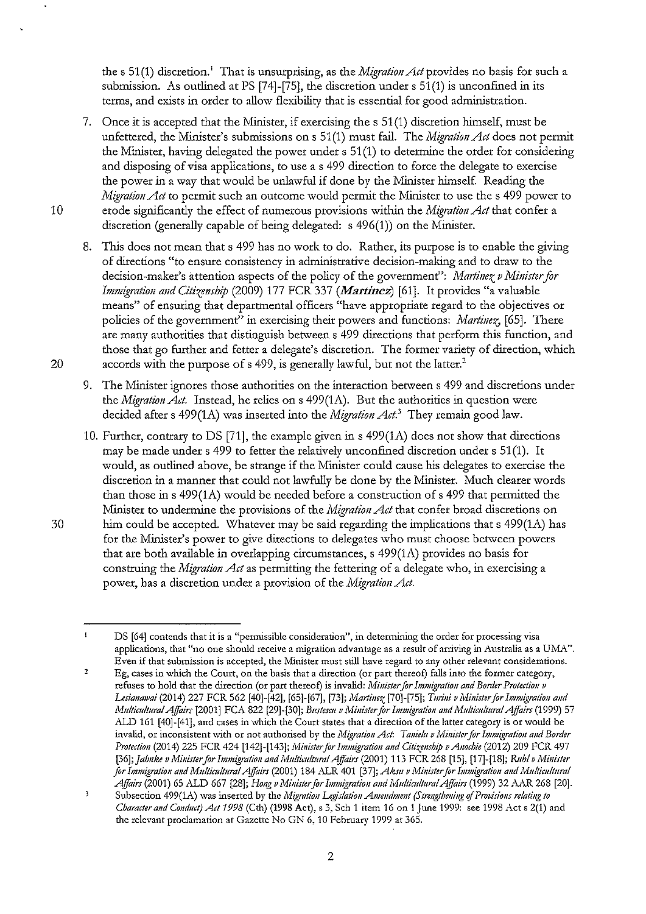the s 51(1) discretion.[1] That is unsurprising, as the *Migration Act* provides no basis for such a submission. As outlined at PS [74]-[75], the discretion under s 51(1) is unconfined in its terms, and exists in order to allow flexibility that is essential for good administration.

7. Once it is accepted that the Minister, if exercising the s 51(1) discretion himself, must be unfettered, the Minister's submissions on s 51(1) must fail. The *Migration Act* does not permit the Minister, having delegated the power under s 51(1) to determine the order for considering and disposing of visa applications, to use a s 499 direction to force the delegate to exercise the power in a way that would be unlawful if done by the Minister himself. Reading the *Migration Act* to permit such an outcome would permit the Minister to use the s 499 power to erode significantly the effect of numerous provisions within the *Migration Act* that confer a discretion (generally capable of being delegated: s 496(1)) on the Minister.

8. This does not mean that s 499 has no work to do. Rather, its purpose is to enable the giving of directions "to ensure consistency in administrative decision-making and to draw to the decision-maker's attention aspects of the policy of the government": *Martinez v Minister for Immigration and Citizenship* (2009) 177 FCR 337 (***Martinez***) [61]. It provides "a valuable means" of ensuring that departmental officers "have appropriate regard to the objectives or policies of the government" in exercising their powers and functions: *Martinez*, [65]. There are many authorities that distinguish between s 499 directions that perform this function, and those that go further and fetter a delegate's discretion. The former variety of direction, which accords with the purpose of s 499, is generally lawful, but not the latter.[2]

9. The Minister ignores those authorities on the interaction between s 499 and discretions under the *Migration Act*. Instead, he relies on s 499(1A). But the authorities in question were decided after s 499(1A) was inserted into the *Migration Act*.[3] They remain good law.

10. Further, contrary to DS [71], the example given in s 499(1A) does not show that directions may be made under s 499 to fetter the relatively unconfined discretion under s 51(1). It would, as outlined above, be strange if the Minister could cause his delegates to exercise the discretion in a manner that could not lawfully be done by the Minister. Much clearer words than those in s 499(1A) would be needed before a construction of s 499 that permitted the Minister to undermine the provisions of the *Migration Act* that confer broad discretions on him could be accepted. Whatever may be said regarding the implications that s 499(1A) has for the Minister's power to give directions to delegates who must choose between powers that are both available in overlapping circumstances, s 499(1A) provides no basis for construing the *Migration Act* as permitting the fettering of a delegate who, in exercising a power, has a discretion under a provision of the *Migration Act*.

---

[1] DS [64] contends that it is a "permissible consideration", in determining the order for processing visa applications, that "no one should receive a migration advantage as a result of arriving in Australia as a UMA". Even if that submission is accepted, the Minister must still have regard to any other relevant considerations.

[2] Eg, cases in which the Court, on the basis that a direction (or part thereof) falls into the former category, refuses to hold that the direction (or part thereof) is invalid: *Minister for Immigration and Border Protection v Lesianawai* (2014) 227 FCR 562 [40]-[42], [65]-[67], [73]; *Martinez* [70]-[75]; *Turini v Minister for Immigration and Multicultural Affairs* [2001] FCA 822 [29]-[30]; *Bustescu v Minister for Immigration and Multicultural Affairs* (1999) 57 ALD 161 [40]-[41], and cases in which the Court states that a direction of the latter category is or would be invalid, or inconsistent with or not authorised by the *Migration Act*: *Tanielu v Minister for Immigration and Border Protection* (2014) 225 FCR 424 [142]-[143]; *Minister for Immigration and Citizenship v Anochie* (2012) 209 FCR 497 [36]; *Jahnke v Minister for Immigration and Multicultural Affairs* (2001) 113 FCR 268 [15], [17]-[18]; *Ruhl v Minister for Immigration and Multicultural Affairs* (2001) 184 ALR 401 [37]; *Aksu v Minister for Immigration and Multicultural Affairs* (2001) 65 ALD 667 [28]; *Hong v Minister for Immigration and Multicultural Affairs* (1999) 32 AAR 268 [20].

[3] Subsection 499(1A) was inserted by the *Migration Legislation Amendment (Strengthening of Provisions relating to Character and Conduct) Act 1998* (Cth) (**1998 Act**), s 3, Sch 1 item 16 on 1 June 1999: see 1998 Act s 2(1) and the relevant proclamation at Gazette No GN 6, 10 February 1999 at 365.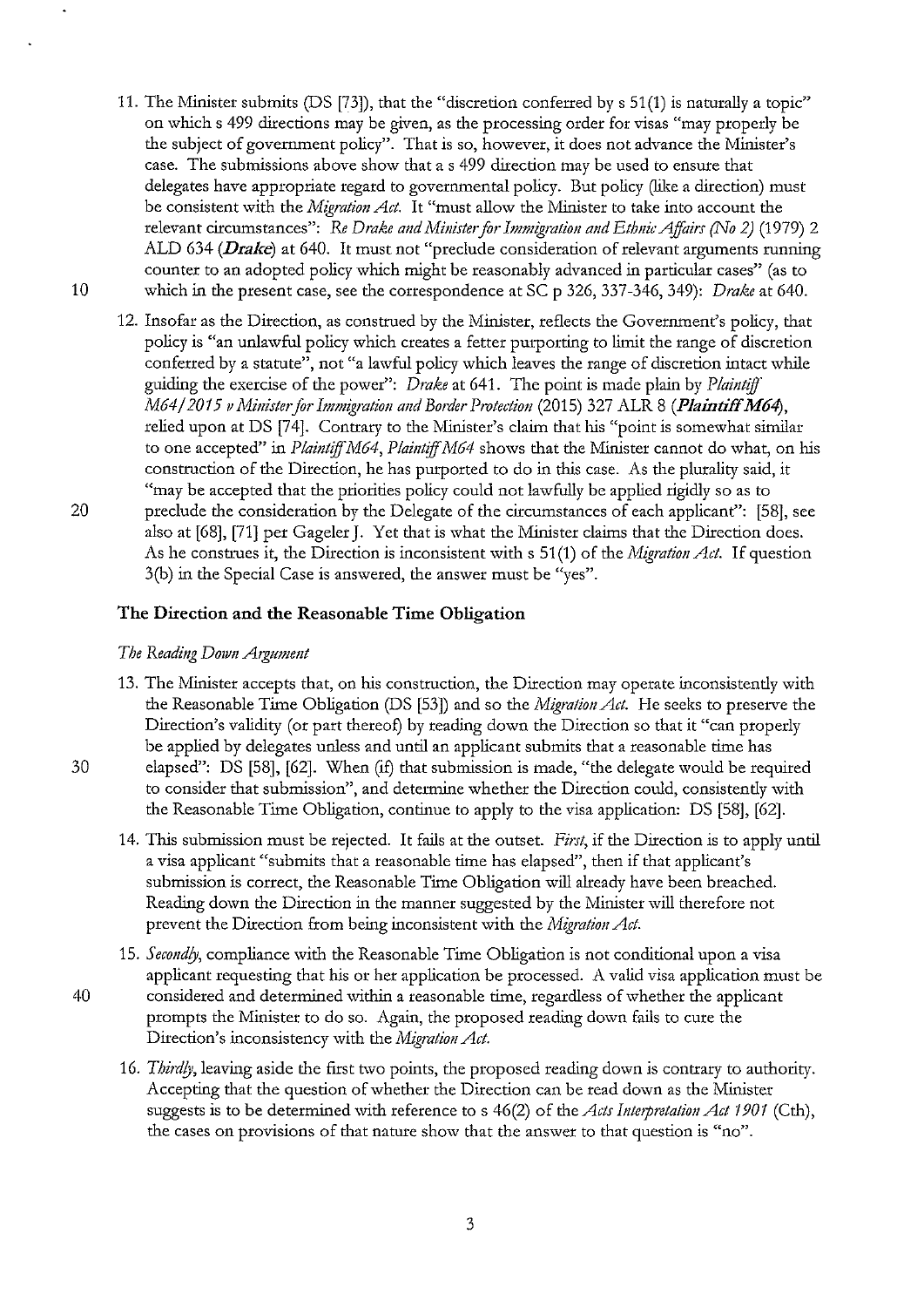11. The Minister submits (DS [73]), that the "discretion conferred by s 51(1) is naturally a topic" on which s 499 directions may be given, as the processing order for visas "may properly be the subject of government policy". That is so, however, it does not advance the Minister's case. The submissions above show that a s 499 direction may be used to ensure that delegates have appropriate regard to governmental policy. But policy (like a direction) must be consistent with the *Migration Act*. It "must allow the Minister to take into account the relevant circumstances": *Re Drake and Minister for Immigration and Ethnic Affairs (No 2)* (1979) 2 ALD 634 (***Drake***) at 640. It must not "preclude consideration of relevant arguments running counter to an adopted policy which might be reasonably advanced in particular cases" (as to which in the present case, see the correspondence at SC p 326, 337-346, 349): *Drake* at 640.

12. Insofar as the Direction, as construed by the Minister, reflects the Government's policy, that policy is "an unlawful policy which creates a fetter purporting to limit the range of discretion conferred by a statute", not "a lawful policy which leaves the range of discretion intact while guiding the exercise of the power": *Drake* at 641. The point is made plain by *Plaintiff M64/2015 v Minister for Immigration and Border Protection* (2015) 327 ALR 8 (***Plaintiff M64***), relied upon at DS [74]. Contrary to the Minister's claim that his "point is somewhat similar to one accepted" in *Plaintiff M64*, *Plaintiff M64* shows that the Minister cannot do what, on his construction of the Direction, he has purported to do in this case. As the plurality said, it "may be accepted that the priorities policy could not lawfully be applied rigidly so as to preclude the consideration by the Delegate of the circumstances of each applicant": [58], see also at [68], [71] per Gageler J. Yet that is what the Minister claims that the Direction does. As he construes it, the Direction is inconsistent with s 51(1) of the *Migration Act*. If question 3(b) in the Special Case is answered, the answer must be "yes".

## The Direction and the Reasonable Time Obligation

### *The Reading Down Argument*

13. The Minister accepts that, on his construction, the Direction may operate inconsistently with the Reasonable Time Obligation (DS [53]) and so the *Migration Act*. He seeks to preserve the Direction's validity (or part thereof) by reading down the Direction so that it "can properly be applied by delegates unless and until an applicant submits that a reasonable time has elapsed": DS [58], [62]. When (if) that submission is made, "the delegate would be required to consider that submission", and determine whether the Direction could, consistently with the Reasonable Time Obligation, continue to apply to the visa application: DS [58], [62].

14. This submission must be rejected. It fails at the outset. *First*, if the Direction is to apply until a visa applicant "submits that a reasonable time has elapsed", then if that applicant's submission is correct, the Reasonable Time Obligation will already have been breached. Reading down the Direction in the manner suggested by the Minister will therefore not prevent the Direction from being inconsistent with the *Migration Act*.

15. *Secondly*, compliance with the Reasonable Time Obligation is not conditional upon a visa applicant requesting that his or her application be processed. A valid visa application must be considered and determined within a reasonable time, regardless of whether the applicant prompts the Minister to do so. Again, the proposed reading down fails to cure the Direction's inconsistency with the *Migration Act*.

16. *Thirdly*, leaving aside the first two points, the proposed reading down is contrary to authority. Accepting that the question of whether the Direction can be read down as the Minister suggests is to be determined with reference to s 46(2) of the *Acts Interpretation Act 1901* (Cth), the cases on provisions of that nature show that the answer to that question is "no".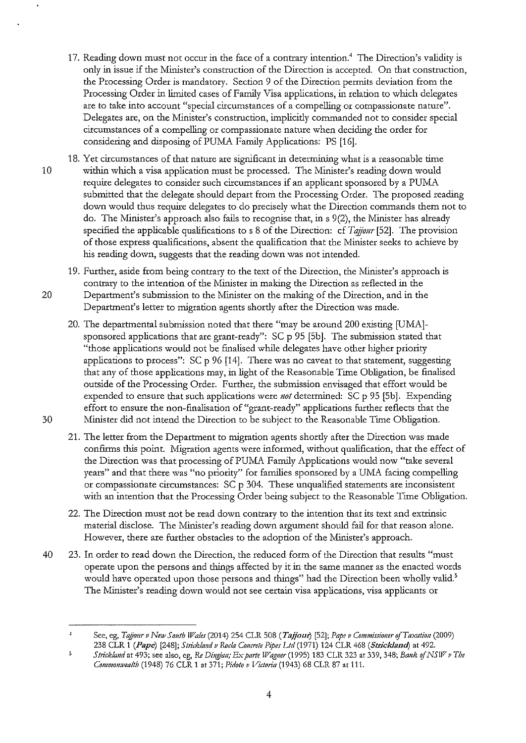17. Reading down must not occur in the face of a contrary intention.[4] The Direction's validity is only in issue if the Minister's construction of the Direction is accepted. On that construction, the Processing Order is mandatory. Section 9 of the Direction permits deviation from the Processing Order in limited cases of Family Visa applications, in relation to which delegates are to take into account "special circumstances of a compelling or compassionate nature". Delegates are, on the Minister's construction, implicitly commanded not to consider special circumstances of a compelling or compassionate nature when deciding the order for considering and disposing of PUMA Family Applications: PS [16].

18. Yet circumstances of that nature are significant in determining what is a reasonable time within which a visa application must be processed. The Minister's reading down would require delegates to consider such circumstances if an applicant sponsored by a PUMA submitted that the delegate should depart from the Processing Order. The proposed reading down would thus require delegates to do precisely what the Direction commands them not to do. The Minister's approach also fails to recognise that, in s 9(2), the Minister has already specified the applicable qualifications to s 8 of the Direction: cf *Tajjour* [52]. The provision of those express qualifications, absent the qualification that the Minister seeks to achieve by his reading down, suggests that the reading down was not intended.

19. Further, aside from being contrary to the text of the Direction, the Minister's approach is contrary to the intention of the Minister in making the Direction as reflected in the Department's submission to the Minister on the making of the Direction, and in the Department's letter to migration agents shortly after the Direction was made.

20. The departmental submission noted that there "may be around 200 existing [UMA]-sponsored applications that are grant-ready": SC p 95 [5b]. The submission stated that "those applications would not be finalised while delegates have other higher priority applications to process": SC p 96 [14]. There was no caveat to that statement, suggesting that any of those applications may, in light of the Reasonable Time Obligation, be finalised outside of the Processing Order. Further, the submission envisaged that effort would be expended to ensure that such applications were *not* determined: SC p 95 [5b]. Expending effort to ensure the non-finalisation of "grant-ready" applications further reflects that the Minister did not intend the Direction to be subject to the Reasonable Time Obligation.

21. The letter from the Department to migration agents shortly after the Direction was made confirms this point. Migration agents were informed, without qualification, that the effect of the Direction was that processing of PUMA Family Applications would now "take several years" and that there was "no priority" for families sponsored by a UMA facing compelling or compassionate circumstances: SC p 304. These unqualified statements are inconsistent with an intention that the Processing Order being subject to the Reasonable Time Obligation.

22. The Direction must not be read down contrary to the intention that its text and extrinsic material disclose. The Minister's reading down argument should fail for that reason alone. However, there are further obstacles to the adoption of the Minister's approach.

23. In order to read down the Direction, the reduced form of the Direction that results "must operate upon the persons and things affected by it in the same manner as the enacted words would have operated upon those persons and things" had the Direction been wholly valid.[5] The Minister's reading down would not see certain visa applications, visa applicants or

---

[4] See, eg, *Tajjour v New South Wales* (2014) 254 CLR 508 (***Tajjour***) [52]; *Pape v Commissioner of Taxation* (2009) 238 CLR 1 (***Pape***) [248]; *Strickland v Rocla Concrete Pipes Ltd* (1971) 124 CLR 468 (***Strickland***) at 492.

[5] *Strickland* at 493; see also, eg, *Re Dingjan; Ex parte Wagner* (1995) 183 CLR 323 at 339, 348; *Bank of NSW v The Commonwealth* (1948) 76 CLR 1 at 371; *Pidoto v Victoria* (1943) 68 CLR 87 at 111.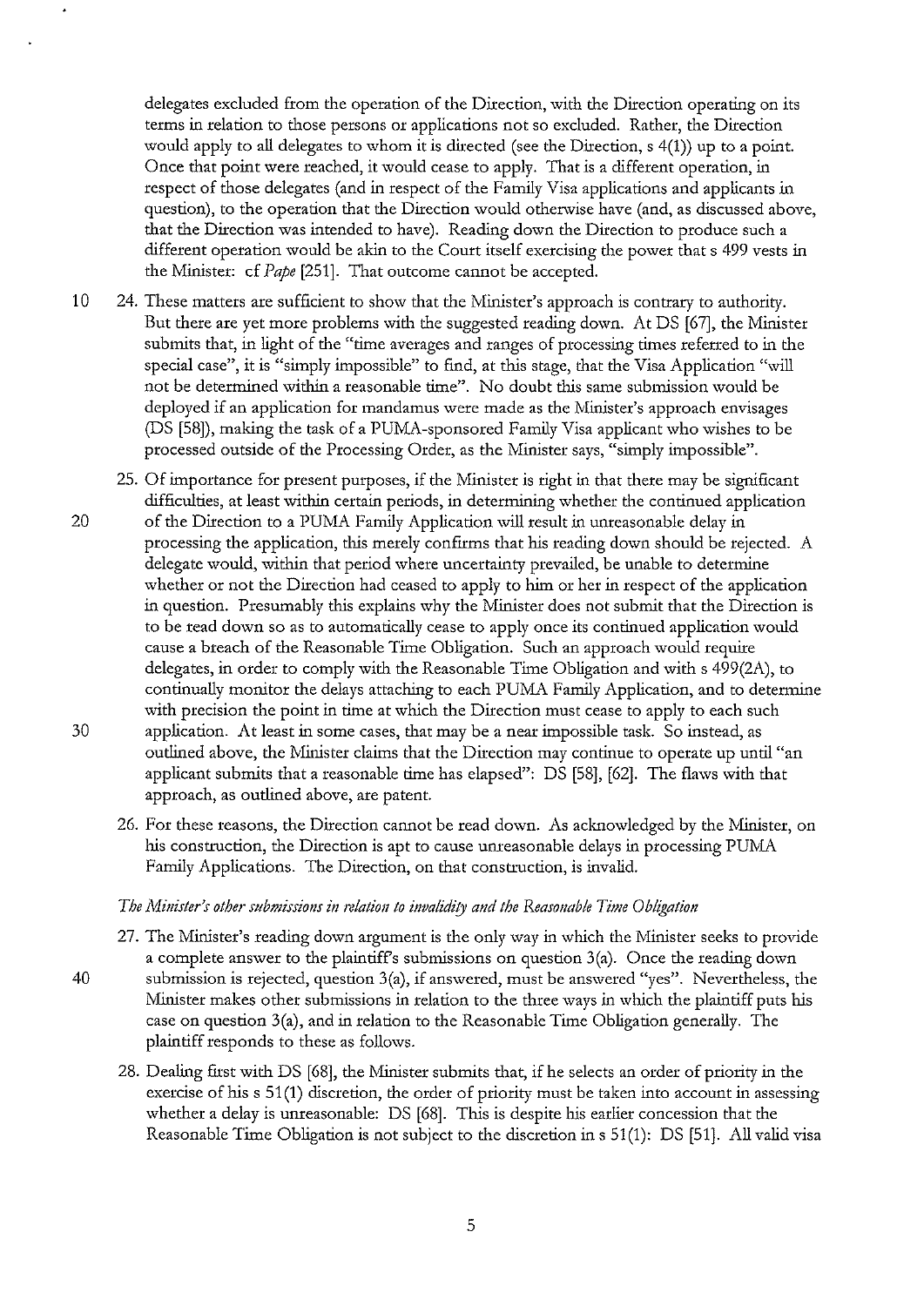delegates excluded from the operation of the Direction, with the Direction operating on its terms in relation to those persons or applications not so excluded. Rather, the Direction would apply to all delegates to whom it is directed (see the Direction, s 4(1)) up to a point. Once that point were reached, it would cease to apply. That is a different operation, in respect of those delegates (and in respect of the Family Visa applications and applicants in question), to the operation that the Direction would otherwise have (and, as discussed above, that the Direction was intended to have). Reading down the Direction to produce such a different operation would be akin to the Court itself exercising the power that s 499 vests in the Minister: cf *Pape* [251]. That outcome cannot be accepted.

24. These matters are sufficient to show that the Minister's approach is contrary to authority. But there are yet more problems with the suggested reading down. At DS [67], the Minister submits that, in light of the "time averages and ranges of processing times referred to in the special case", it is "simply impossible" to find, at this stage, that the Visa Application "will not be determined within a reasonable time". No doubt this same submission would be deployed if an application for mandamus were made as the Minister's approach envisages (DS [58]), making the task of a PUMA-sponsored Family Visa applicant who wishes to be processed outside of the Processing Order, as the Minister says, "simply impossible".

25. Of importance for present purposes, if the Minister is right in that there may be significant difficulties, at least within certain periods, in determining whether the continued application of the Direction to a PUMA Family Application will result in unreasonable delay in processing the application, this merely confirms that his reading down should be rejected. A delegate would, within that period where uncertainty prevailed, be unable to determine whether or not the Direction had ceased to apply to him or her in respect of the application in question. Presumably this explains why the Minister does not submit that the Direction is to be read down so as to automatically cease to apply once its continued application would cause a breach of the Reasonable Time Obligation. Such an approach would require delegates, in order to comply with the Reasonable Time Obligation and with s 499(2A), to continually monitor the delays attaching to each PUMA Family Application, and to determine with precision the point in time at which the Direction must cease to apply to each such application. At least in some cases, that may be a near impossible task. So instead, as outlined above, the Minister claims that the Direction may continue to operate up until "an applicant submits that a reasonable time has elapsed": DS [58], [62]. The flaws with that approach, as outlined above, are patent.

26. For these reasons, the Direction cannot be read down. As acknowledged by the Minister, on his construction, the Direction is apt to cause unreasonable delays in processing PUMA Family Applications. The Direction, on that construction, is invalid.

*The Minister's other submissions in relation to invalidity and the Reasonable Time Obligation*

27. The Minister's reading down argument is the only way in which the Minister seeks to provide a complete answer to the plaintiff's submissions on question 3(a). Once the reading down submission is rejected, question 3(a), if answered, must be answered "yes". Nevertheless, the Minister makes other submissions in relation to the three ways in which the plaintiff puts his case on question 3(a), and in relation to the Reasonable Time Obligation generally. The plaintiff responds to these as follows.

28. Dealing first with DS [68], the Minister submits that, if he selects an order of priority in the exercise of his s 51(1) discretion, the order of priority must be taken into account in assessing whether a delay is unreasonable: DS [68]. This is despite his earlier concession that the Reasonable Time Obligation is not subject to the discretion in s 51(1): DS [51]. All valid visa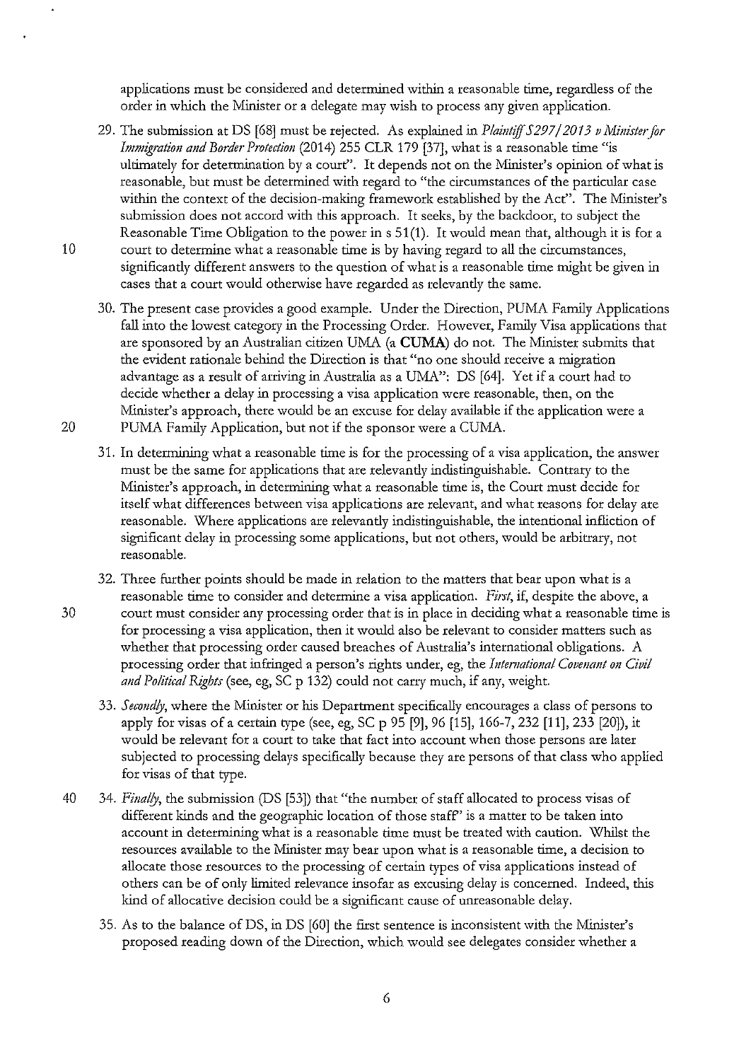applications must be considered and determined within a reasonable time, regardless of the order in which the Minister or a delegate may wish to process any given application.

29. The submission at DS [68] must be rejected. As explained in *Plaintiff S297/2013 v Minister for Immigration and Border Protection* (2014) 255 CLR 179 [37], what is a reasonable time "is ultimately for determination by a court". It depends not on the Minister's opinion of what is reasonable, but must be determined with regard to "the circumstances of the particular case within the context of the decision-making framework established by the Act". The Minister's submission does not accord with this approach. It seeks, by the backdoor, to subject the Reasonable Time Obligation to the power in s 51(1). It would mean that, although it is for a court to determine what a reasonable time is by having regard to all the circumstances, significantly different answers to the question of what is a reasonable time might be given in cases that a court would otherwise have regarded as relevantly the same.

30. The present case provides a good example. Under the Direction, PUMA Family Applications fall into the lowest category in the Processing Order. However, Family Visa applications that are sponsored by an Australian citizen UMA (a **CUMA**) do not. The Minister submits that the evident rationale behind the Direction is that "no one should receive a migration advantage as a result of arriving in Australia as a UMA": DS [64]. Yet if a court had to decide whether a delay in processing a visa application were reasonable, then, on the Minister's approach, there would be an excuse for delay available if the application were a PUMA Family Application, but not if the sponsor were a CUMA.

31. In determining what a reasonable time is for the processing of a visa application, the answer must be the same for applications that are relevantly indistinguishable. Contrary to the Minister's approach, in determining what a reasonable time is, the Court must decide for itself what differences between visa applications are relevant, and what reasons for delay are reasonable. Where applications are relevantly indistinguishable, the intentional infliction of significant delay in processing some applications, but not others, would be arbitrary, not reasonable.

32. Three further points should be made in relation to the matters that bear upon what is a reasonable time to consider and determine a visa application. *First*, if, despite the above, a court must consider any processing order that is in place in deciding what a reasonable time is for processing a visa application, then it would also be relevant to consider matters such as whether that processing order caused breaches of Australia's international obligations. A processing order that infringed a person's rights under, eg, the *International Covenant on Civil and Political Rights* (see, eg, SC p 132) could not carry much, if any, weight.

33. *Secondly*, where the Minister or his Department specifically encourages a class of persons to apply for visas of a certain type (see, eg, SC p 95 [9], 96 [15], 166-7, 232 [11], 233 [20]), it would be relevant for a court to take that fact into account when those persons are later subjected to processing delays specifically because they are persons of that class who applied for visas of that type.

34. *Finally*, the submission (DS [53]) that "the number of staff allocated to process visas of different kinds and the geographic location of those staff" is a matter to be taken into account in determining what a reasonable time must be treated with caution. Whilst the resources available to the Minister may bear upon what is a reasonable time, a decision to allocate those resources to the processing of certain types of visa applications instead of others can be of only limited relevance insofar as excusing delay is concerned. Indeed, this kind of allocative decision could be a significant cause of unreasonable delay.

35. As to the balance of DS, in DS [60] the first sentence is inconsistent with the Minister's proposed reading down of the Direction, which would see delegates consider whether a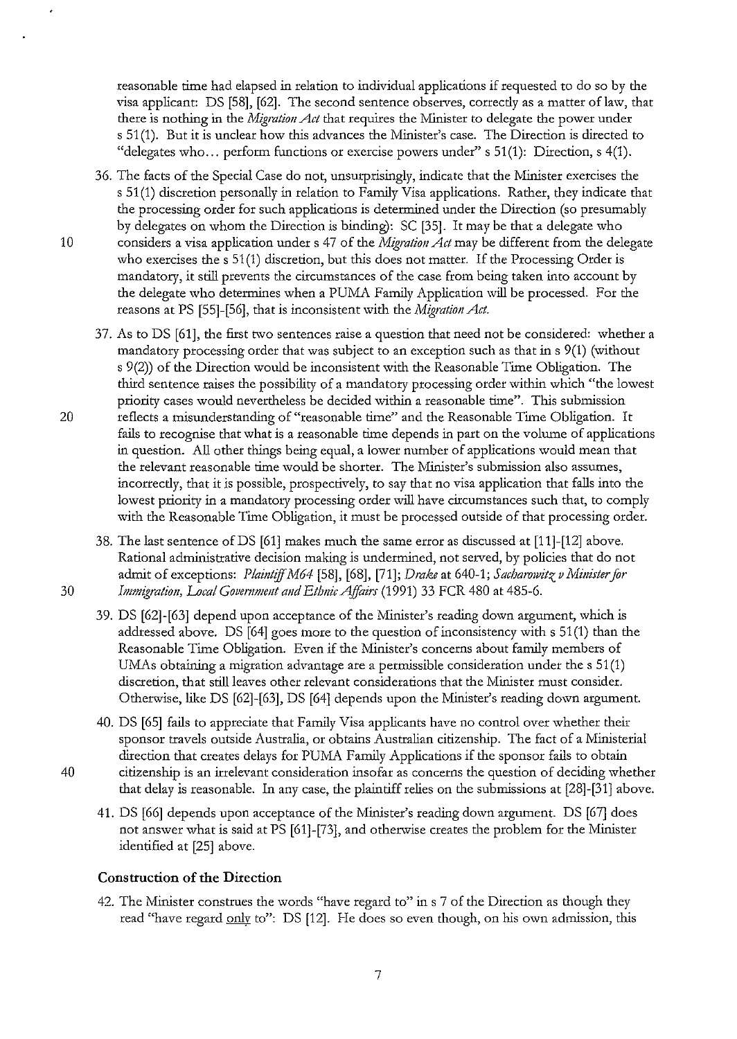reasonable time had elapsed in relation to individual applications if requested to do so by the visa applicant: DS [58], [62]. The second sentence observes, correctly as a matter of law, that there is nothing in the *Migration Act* that requires the Minister to delegate the power under s 51(1). But it is unclear how this advances the Minister's case. The Direction is directed to "delegates who… perform functions or exercise powers under" s 51(1): Direction, s 4(1).

36. The facts of the Special Case do not, unsurprisingly, indicate that the Minister exercises the s 51(1) discretion personally in relation to Family Visa applications. Rather, they indicate that the processing order for such applications is determined under the Direction (so presumably by delegates on whom the Direction is binding): SC [35]. It may be that a delegate who considers a visa application under s 47 of the *Migration Act* may be different from the delegate who exercises the s 51(1) discretion, but this does not matter. If the Processing Order is mandatory, it still prevents the circumstances of the case from being taken into account by the delegate who determines when a PUMA Family Application will be processed. For the reasons at PS [55]-[56], that is inconsistent with the *Migration Act*.

37. As to DS [61], the first two sentences raise a question that need not be considered: whether a mandatory processing order that was subject to an exception such as that in s 9(1) (without s 9(2)) of the Direction would be inconsistent with the Reasonable Time Obligation. The third sentence raises the possibility of a mandatory processing order within which "the lowest priority cases would nevertheless be decided within a reasonable time". This submission reflects a misunderstanding of "reasonable time" and the Reasonable Time Obligation. It fails to recognise that what is a reasonable time depends in part on the volume of applications in question. All other things being equal, a lower number of applications would mean that the relevant reasonable time would be shorter. The Minister's submission also assumes, incorrectly, that it is possible, prospectively, to say that no visa application that falls into the lowest priority in a mandatory processing order will have circumstances such that, to comply with the Reasonable Time Obligation, it must be processed outside of that processing order.

38. The last sentence of DS [61] makes much the same error as discussed at [11]-[12] above. Rational administrative decision making is undermined, not served, by policies that do not admit of exceptions: *Plaintiff M64* [58], [68], [71]; *Drake* at 640-1; *Sacharowitz v Minister for Immigration, Local Government and Ethnic Affairs* (1991) 33 FCR 480 at 485-6.

39. DS [62]-[63] depend upon acceptance of the Minister's reading down argument, which is addressed above. DS [64] goes more to the question of inconsistency with s 51(1) than the Reasonable Time Obligation. Even if the Minister's concerns about family members of UMAs obtaining a migration advantage are a permissible consideration under the s 51(1) discretion, that still leaves other relevant considerations that the Minister must consider. Otherwise, like DS [62]-[63], DS [64] depends upon the Minister's reading down argument.

40. DS [65] fails to appreciate that Family Visa applicants have no control over whether their sponsor travels outside Australia, or obtains Australian citizenship. The fact of a Ministerial direction that creates delays for PUMA Family Applications if the sponsor fails to obtain citizenship is an irrelevant consideration insofar as concerns the question of deciding whether that delay is reasonable. In any case, the plaintiff relies on the submissions at [28]-[31] above.

41. DS [66] depends upon acceptance of the Minister's reading down argument. DS [67] does not answer what is said at PS [61]-[73], and otherwise creates the problem for the Minister identified at [25] above.

### Construction of the Direction

42. The Minister construes the words "have regard to" in s 7 of the Direction as though they read "have regard only to": DS [12]. He does so even though, on his own admission, this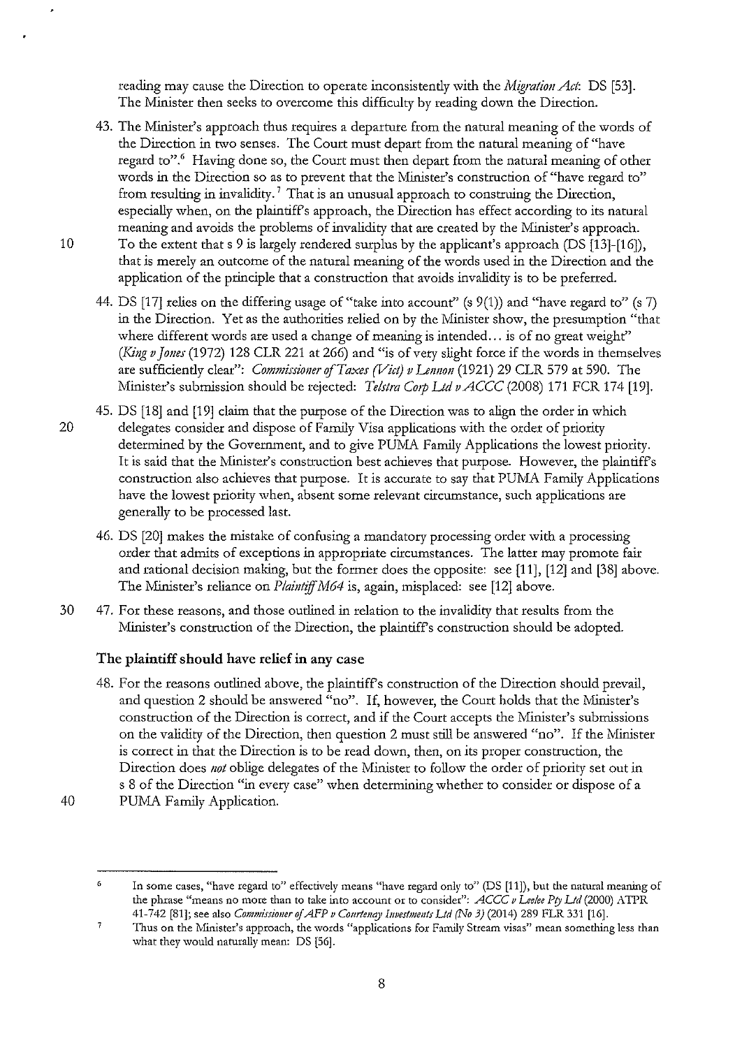reading may cause the Direction to operate inconsistently with the *Migration Act*: DS [53]. The Minister then seeks to overcome this difficulty by reading down the Direction.

43. The Minister's approach thus requires a departure from the natural meaning of the words of the Direction in two senses. The Court must depart from the natural meaning of "have regard to".[6] Having done so, the Court must then depart from the natural meaning of other words in the Direction so as to prevent that the Minister's construction of "have regard to" from resulting in invalidity.[7] That is an unusual approach to construing the Direction, especially when, on the plaintiff's approach, the Direction has effect according to its natural meaning and avoids the problems of invalidity that are created by the Minister's approach. To the extent that s 9 is largely rendered surplus by the applicant's approach (DS [13]-[16]), that is merely an outcome of the natural meaning of the words used in the Direction and the application of the principle that a construction that avoids invalidity is to be preferred.

44. DS [17] relies on the differing usage of "take into account" (s 9(1)) and "have regard to" (s 7) in the Direction. Yet as the authorities relied on by the Minister show, the presumption "that where different words are used a change of meaning is intended… is of no great weight" (*King v Jones* (1972) 128 CLR 221 at 266) and "is of very slight force if the words in themselves are sufficiently clear": *Commissioner of Taxes (Vict) v Lennon* (1921) 29 CLR 579 at 590. The Minister's submission should be rejected: *Telstra Corp Ltd v ACCC* (2008) 171 FCR 174 [19].

45. DS [18] and [19] claim that the purpose of the Direction was to align the order in which delegates consider and dispose of Family Visa applications with the order of priority determined by the Government, and to give PUMA Family Applications the lowest priority. It is said that the Minister's construction best achieves that purpose. However, the plaintiff's construction also achieves that purpose. It is accurate to say that PUMA Family Applications have the lowest priority when, absent some relevant circumstance, such applications are generally to be processed last.

46. DS [20] makes the mistake of confusing a mandatory processing order with a processing order that admits of exceptions in appropriate circumstances. The latter may promote fair and rational decision making, but the former does the opposite: see [11], [12] and [38] above. The Minister's reliance on *Plaintiff M64* is, again, misplaced: see [12] above.

47. For these reasons, and those outlined in relation to the invalidity that results from the Minister's construction of the Direction, the plaintiff's construction should be adopted.

### The plaintiff should have relief in any case

48. For the reasons outlined above, the plaintiff's construction of the Direction should prevail, and question 2 should be answered "no". If, however, the Court holds that the Minister's construction of the Direction is correct, and if the Court accepts the Minister's submissions on the validity of the Direction, then question 2 must still be answered "no". If the Minister is correct in that the Direction is to be read down, then, on its proper construction, the Direction does *not* oblige delegates of the Minister to follow the order of priority set out in s 8 of the Direction "in every case" when determining whether to consider or dispose of a PUMA Family Application.

---

[6] In some cases, "have regard to" effectively means "have regard only to" (DS [11]), but the natural meaning of the phrase "means no more than to take into account or to consider": *ACCC v Leahy Pty Ltd* (2000) ATPR 41-742 [81]; see also *Commissioner of AFP v Courtenay Investments Ltd (No 3)* (2014) 289 FLR 331 [16].

[7] Thus on the Minister's approach, the words "applications for Family Stream visas" mean something less than what they would naturally mean: DS [56].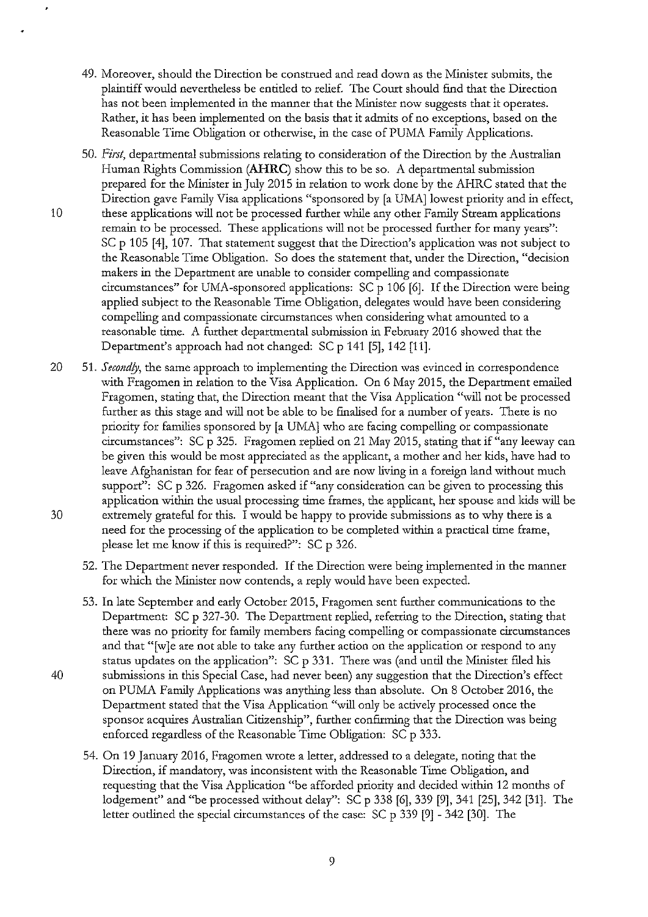49. Moreover, should the Direction be construed and read down as the Minister submits, the plaintiff would nevertheless be entitled to relief. The Court should find that the Direction has not been implemented in the manner that the Minister now suggests that it operates. Rather, it has been implemented on the basis that it admits of no exceptions, based on the Reasonable Time Obligation or otherwise, in the case of PUMA Family Applications.

50. *First*, departmental submissions relating to consideration of the Direction by the Australian Human Rights Commission (**AHRC**) show this to be so. A departmental submission prepared for the Minister in July 2015 in relation to work done by the AHRC stated that the Direction gave Family Visa applications "sponsored by [a UMA] lowest priority and in effect, these applications will not be processed further while any other Family Stream applications remain to be processed. These applications will not be processed further for many years": SC p 105 [4], 107. That statement suggest that the Direction's application was not subject to the Reasonable Time Obligation. So does the statement that, under the Direction, "decision makers in the Department are unable to consider compelling and compassionate circumstances" for UMA-sponsored applications: SC p 106 [6]. If the Direction were being applied subject to the Reasonable Time Obligation, delegates would have been considering compelling and compassionate circumstances when considering what amounted to a reasonable time. A further departmental submission in February 2016 showed that the Department's approach had not changed: SC p 141 [5], 142 [11].

51. *Secondly*, the same approach to implementing the Direction was evinced in correspondence with Fragomen in relation to the Visa Application. On 6 May 2015, the Department emailed Fragomen, stating that, the Direction meant that the Visa Application "will not be processed further as this stage and will not be able to be finalised for a number of years. There is no priority for families sponsored by [a UMA] who are facing compelling or compassionate circumstances": SC p 325. Fragomen replied on 21 May 2015, stating that if "any leeway can be given this would be most appreciated as the applicant, a mother and her kids, have had to leave Afghanistan for fear of persecution and are now living in a foreign land without much support": SC p 326. Fragomen asked if "any consideration can be given to processing this application within the usual processing time frames, the applicant, her spouse and kids will be extremely grateful for this. I would be happy to provide submissions as to why there is a need for the processing of the application to be completed within a practical time frame, please let me know if this is required?": SC p 326.

52. The Department never responded. If the Direction were being implemented in the manner for which the Minister now contends, a reply would have been expected.

53. In late September and early October 2015, Fragomen sent further communications to the Department: SC p 327-30. The Department replied, referring to the Direction, stating that there was no priority for family members facing compelling or compassionate circumstances and that "[w]e are not able to take any further action on the application or respond to any status updates on the application": SC p 331. There was (and until the Minister filed his submissions in this Special Case, had never been) any suggestion that the Direction's effect on PUMA Family Applications was anything less than absolute. On 8 October 2016, the Department stated that the Visa Application "will only be actively processed once the sponsor acquires Australian Citizenship", further confirming that the Direction was being enforced regardless of the Reasonable Time Obligation: SC p 333.

54. On 19 January 2016, Fragomen wrote a letter, addressed to a delegate, noting that the Direction, if mandatory, was inconsistent with the Reasonable Time Obligation, and requesting that the Visa Application "be afforded priority and decided within 12 months of lodgement" and "be processed without delay": SC p 338 [6], 339 [9], 341 [25], 342 [31]. The letter outlined the special circumstances of the case: SC p 339 [9] - 342 [30]. The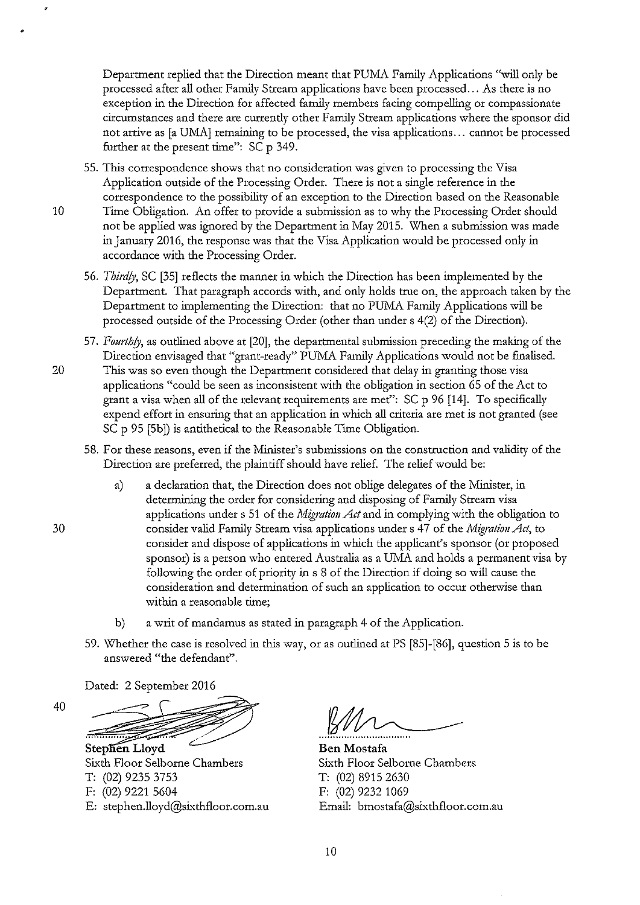Department replied that the Direction meant that PUMA Family Applications "will only be processed after all other Family Stream applications have been processed... As there is no exception in the Direction for affected family members facing compelling or compassionate circumstances and there are currently other Family Stream applications where the sponsor did not arrive as [a UMA] remaining to be processed, the visa applications... cannot be processed further at the present time": SC p 349.

55. This correspondence shows that no consideration was given to processing the Visa Application outside of the Processing Order. There is not a single reference in the correspondence to the possibility of an exception to the Direction based on the Reasonable Time Obligation. An offer to provide a submission as to why the Processing Order should not be applied was ignored by the Department in May 2015. When a submission was made in January 2016, the response was that the Visa Application would be processed only in accordance with the Processing Order.

56. *Thirdly*, SC [35] reflects the manner in which the Direction has been implemented by the Department. That paragraph accords with, and only holds true on, the approach taken by the Department to implementing the Direction: that no PUMA Family Applications will be processed outside of the Processing Order (other than under s 4(2) of the Direction).

57. *Fourthly*, as outlined above at [20], the departmental submission preceding the making of the Direction envisaged that "grant-ready" PUMA Family Applications would not be finalised. This was so even though the Department considered that delay in granting those visa applications "could be seen as inconsistent with the obligation in section 65 of the Act to grant a visa when all of the relevant requirements are met": SC p 96 [14]. To specifically expend effort in ensuring that an application in which all criteria are met is not granted (see SC p 95 [5b]) is antithetical to the Reasonable Time Obligation.

58. For these reasons, even if the Minister's submissions on the construction and validity of the Direction are preferred, the plaintiff should have relief. The relief would be:

   a) a declaration that, the Direction does not oblige delegates of the Minister, in determining the order for considering and disposing of Family Stream visa applications under s 51 of the *Migration Act* and in complying with the obligation to consider valid Family Stream visa applications under s 47 of the *Migration Act*, to consider and dispose of applications in which the applicant's sponsor (or proposed sponsor) is a person who entered Australia as a UMA and holds a permanent visa by following the order of priority in s 8 of the Direction if doing so will cause the consideration and determination of such an application to occur otherwise than within a reasonable time;

   b) a writ of mandamus as stated in paragraph 4 of the Application.

59. Whether the case is resolved in this way, or as outlined at PS [85]-[86], question 5 is to be answered "the defendant".

Dated: 2 September 2016

**Stephen Lloyd**
Sixth Floor Selborne Chambers
T: (02) 9235 3753
F: (02) 9221 5604
E: stephen.lloyd@sixthfloor.com.au

**Ben Mostafa**
Sixth Floor Selborne Chambers
T: (02) 8915 2630
F: (02) 9232 1069
Email: bmostafa@sixthfloor.com.au